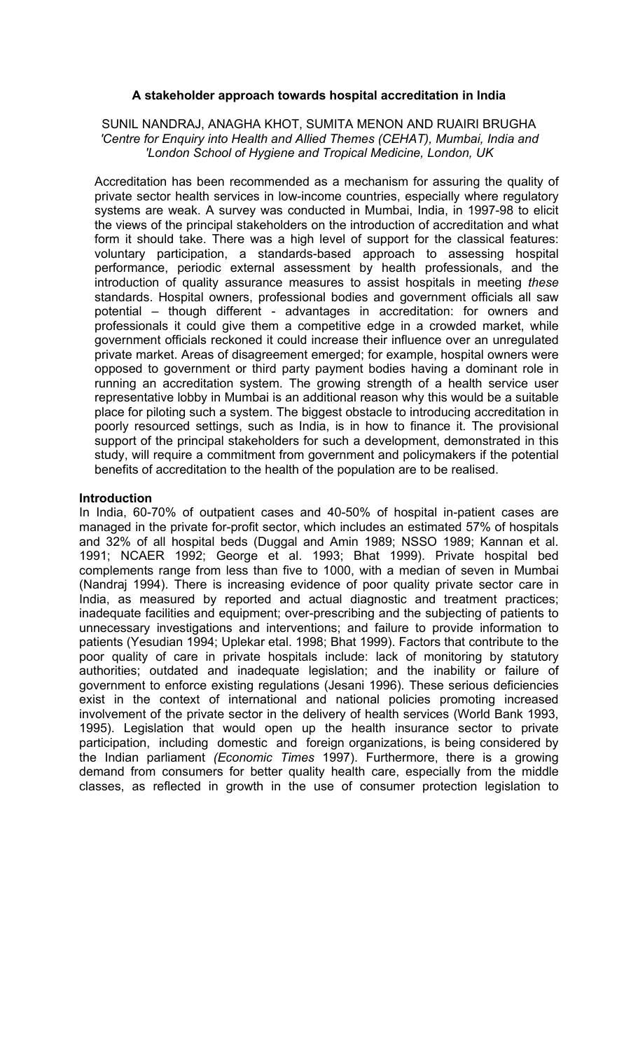# A stakeholder approach towards hospital accreditation in India

SUNIL NANDRAJ, ANAGHA KHOT, SUMITA MENON AND RUAIRI BRUGHA

*'Centre for Enquiry into Health and Allied Themes (CEHAT), Mumbai, India and 'London School of Hygiene and Tropical Medicine, London, UK*

Accreditation has been recommended as a mechanism for assuring the quality of private sector health services in low-income countries, especially where regulatory systems are weak. A survey was conducted in Mumbai, India, in 1997-98 to elicit the views of the principal stakeholders on the introduction of accreditation and what form it should take. There was a high level of support for the classical features: voluntary participation, a standards-based approach to assessing hospital performance, periodic external assessment by health professionals, and the introduction of quality assurance measures to assist hospitals in meeting *these* standards. Hospital owners, professional bodies and government officials all saw potential – though different - advantages in accreditation: for owners and professionals it could give them a competitive edge in a crowded market, while government officials reckoned it could increase their influence over an unregulated private market. Areas of disagreement emerged; for example, hospital owners were opposed to government or third party payment bodies having a dominant role in running an accreditation system. The growing strength of a health service user representative lobby in Mumbai is an additional reason why this would be a suitable place for piloting such a system. The biggest obstacle to introducing accreditation in poorly resourced settings, such as India, is in how to finance it. The provisional support of the principal stakeholders for such a development, demonstrated in this study, will require a commitment from government and policymakers if the potential benefits of accreditation to the health of the population are to be realised.

## Introduction

In India, 60-70% of outpatient cases and 40-50% of hospital in-patient cases are managed in the private for-profit sector, which includes an estimated 57% of hospitals and 32% of all hospital beds (Duggal and Amin 1989; NSSO 1989; Kannan et al. 1991; NCAER 1992; George et al. 1993; Bhat 1999). Private hospital bed complements range from less than five to 1000, with a median of seven in Mumbai (Nandraj 1994). There is increasing evidence of poor quality private sector care in India, as measured by reported and actual diagnostic and treatment practices; inadequate facilities and equipment; over-prescribing and the subjecting of patients to unnecessary investigations and interventions; and failure to provide information to patients (Yesudian 1994; Uplekar etal. 1998; Bhat 1999). Factors that contribute to the poor quality of care in private hospitals include: lack of monitoring by statutory authorities; outdated and inadequate legislation; and the inability or failure of government to enforce existing regulations (Jesani 1996). These serious deficiencies exist in the context of international and national policies promoting increased involvement of the private sector in the delivery of health services (World Bank 1993, 1995). Legislation that would open up the health insurance sector to private participation, including domestic and foreign organizations, is being considered by the Indian parliament *(Economic Times* 1997). Furthermore, there is a growing demand from consumers for better quality health care, especially from the middle classes, as reflected in growth in the use of consumer protection legislation to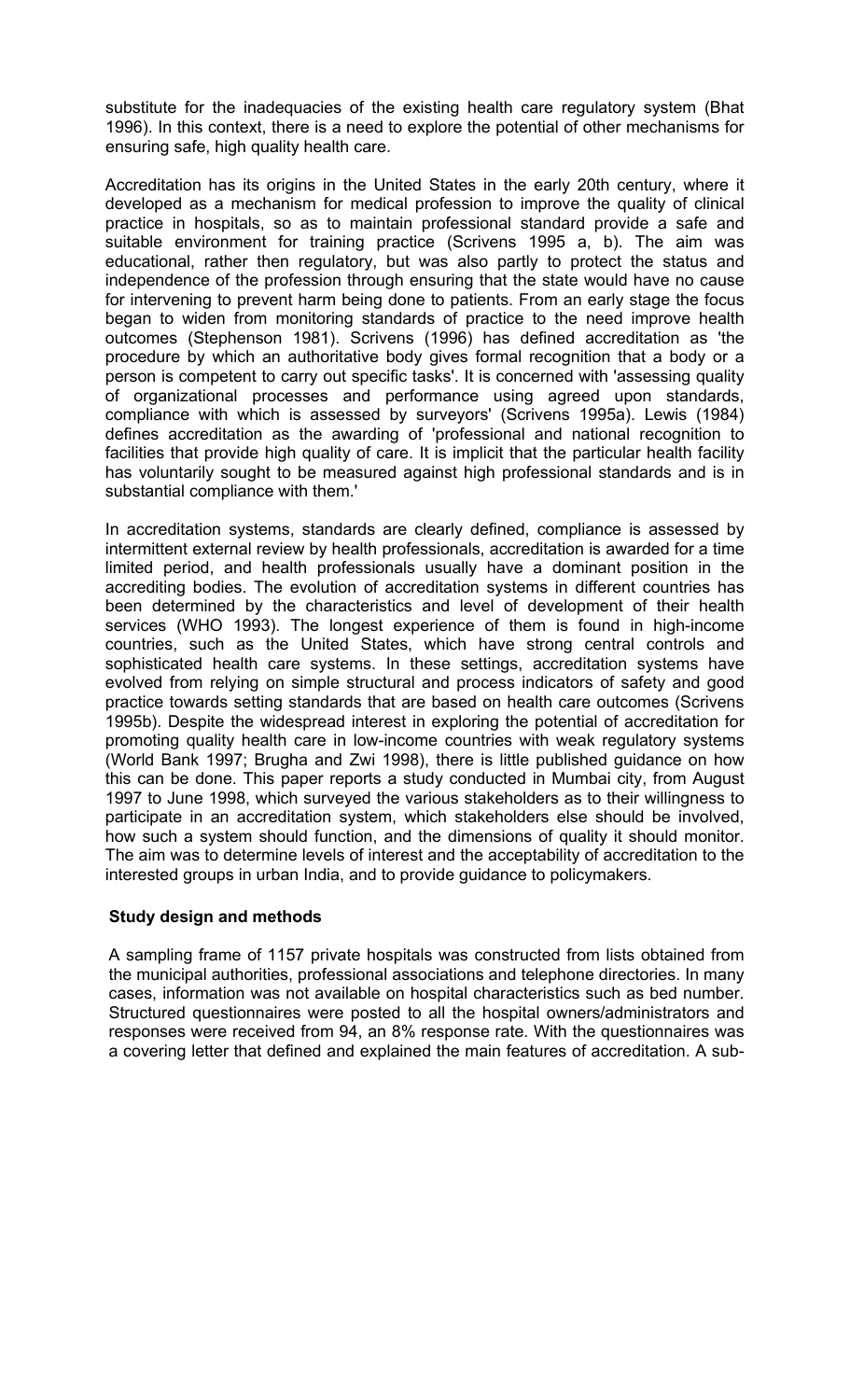substitute for the inadequacies of the existing health care regulatory system (Bhat 1996). In this context, there is a need to explore the potential of other mechanisms for ensuring safe, high quality health care.

Accreditation has its origins in the United States in the early 20th century, where it developed as a mechanism for medical profession to improve the quality of clinical practice in hospitals, so as to maintain professional standard provide a safe and suitable environment for training practice (Scrivens 1995 a, b). The aim was educational, rather then regulatory, but was also partly to protect the status and independence of the profession through ensuring that the state would have no cause for intervening to prevent harm being done to patients. From an early stage the focus began to widen from monitoring standards of practice to the need improve health outcomes (Stephenson 1981). Scrivens (1996) has defined accreditation as 'the procedure by which an authoritative body gives formal recognition that a body or a person is competent to carry out specific tasks'. It is concerned with 'assessing quality of organizational processes and performance using agreed upon standards, compliance with which is assessed by surveyors' (Scrivens 1995a). Lewis (1984) defines accreditation as the awarding of 'professional and national recognition to facilities that provide high quality of care. It is implicit that the particular health facility has voluntarily sought to be measured against high professional standards and is in substantial compliance with them.'

In accreditation systems, standards are clearly defined, compliance is assessed by intermittent external review by health professionals, accreditation is awarded for a time limited period, and health professionals usually have a dominant position in the accrediting bodies. The evolution of accreditation systems in different countries has been determined by the characteristics and level of development of their health services (WHO 1993). The longest experience of them is found in high-income countries, such as the United States, which have strong central controls and sophisticated health care systems. In these settings, accreditation systems have evolved from relying on simple structural and process indicators of safety and good practice towards setting standards that are based on health care outcomes (Scrivens 1995b). Despite the widespread interest in exploring the potential of accreditation for promoting quality health care in low-income countries with weak regulatory systems (World Bank 1997; Brugha and Zwi 1998), there is little published guidance on how this can be done. This paper reports a study conducted in Mumbai city, from August 1997 to June 1998, which surveyed the various stakeholders as to their willingness to participate in an accreditation system, which stakeholders else should be involved, how such a system should function, and the dimensions of quality it should monitor. The aim was to determine levels of interest and the acceptability of accreditation to the interested groups in urban India, and to provide guidance to policymakers.

**Study design and methods**

A sampling frame of 1157 private hospitals was constructed from lists obtained from the municipal authorities, professional associations and telephone directories. In many cases, information was not available on hospital characteristics such as bed number. Structured questionnaires were posted to all the hospital owners/administrators and responses were received from 94, an 8% response rate. With the questionnaires was a covering letter that defined and explained the main features of accreditation. A sub-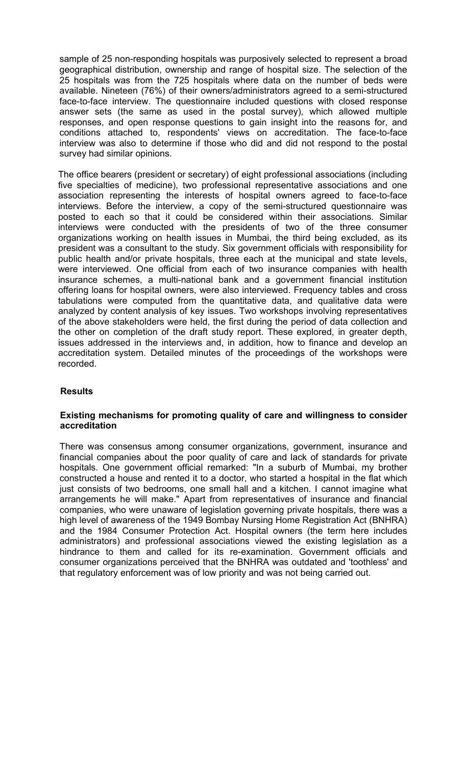sample of 25 non-responding hospitals was purposively selected to represent a broad geographical distribution, ownership and range of hospital size. The selection of the 25 hospitals was from the 725 hospitals where data on the number of beds were available. Nineteen (76%) of their owners/administrators agreed to a semi-structured face-to-face interview. The questionnaire included questions with closed response answer sets (the same as used in the postal survey), which allowed multiple responses, and open response questions to gain insight into the reasons for, and conditions attached to, respondents' views on accreditation. The face-to-face interview was also to determine if those who did and did not respond to the postal survey had similar opinions.

The office bearers (president or secretary) of eight professional associations (including five specialties of medicine), two professional representative associations and one association representing the interests of hospital owners agreed to face-to-face interviews. Before the interview, a copy of the semi-structured questionnaire was posted to each so that it could be considered within their associations. Similar interviews were conducted with the presidents of two of the three consumer organizations working on health issues in Mumbai, the third being excluded, as its president was a consultant to the study. Six government officials with responsibility for public health and/or private hospitals, three each at the municipal and state levels, were interviewed. One official from each of two insurance companies with health insurance schemes, a multi-national bank and a government financial institution offering loans for hospital owners, were also interviewed. Frequency tables and cross tabulations were computed from the quantitative data, and qualitative data were analyzed by content analysis of key issues. Two workshops involving representatives of the above stakeholders were held, the first during the period of data collection and the other on completion of the draft study report. These explored, in greater depth, issues addressed in the interviews and, in addition, how to finance and develop an accreditation system. Detailed minutes of the proceedings of the workshops were recorded.

## Results

### Existing mechanisms for promoting quality of care and willingness to consider accreditation

There was consensus among consumer organizations, government, insurance and financial companies about the poor quality of care and lack of standards for private hospitals. One government official remarked: "In a suburb of Mumbai, my brother constructed a house and rented it to a doctor, who started a hospital in the flat which just consists of two bedrooms, one small hall and a kitchen. I cannot imagine what arrangements he will make." Apart from representatives of insurance and financial companies, who were unaware of legislation governing private hospitals, there was a high level of awareness of the 1949 Bombay Nursing Home Registration Act (BNHRA) and the 1984 Consumer Protection Act. Hospital owners (the term here includes administrators) and professional associations viewed the existing legislation as a hindrance to them and called for its re-examination. Government officials and consumer organizations perceived that the BNHRA was outdated and 'toothless' and that regulatory enforcement was of low priority and was not being carried out.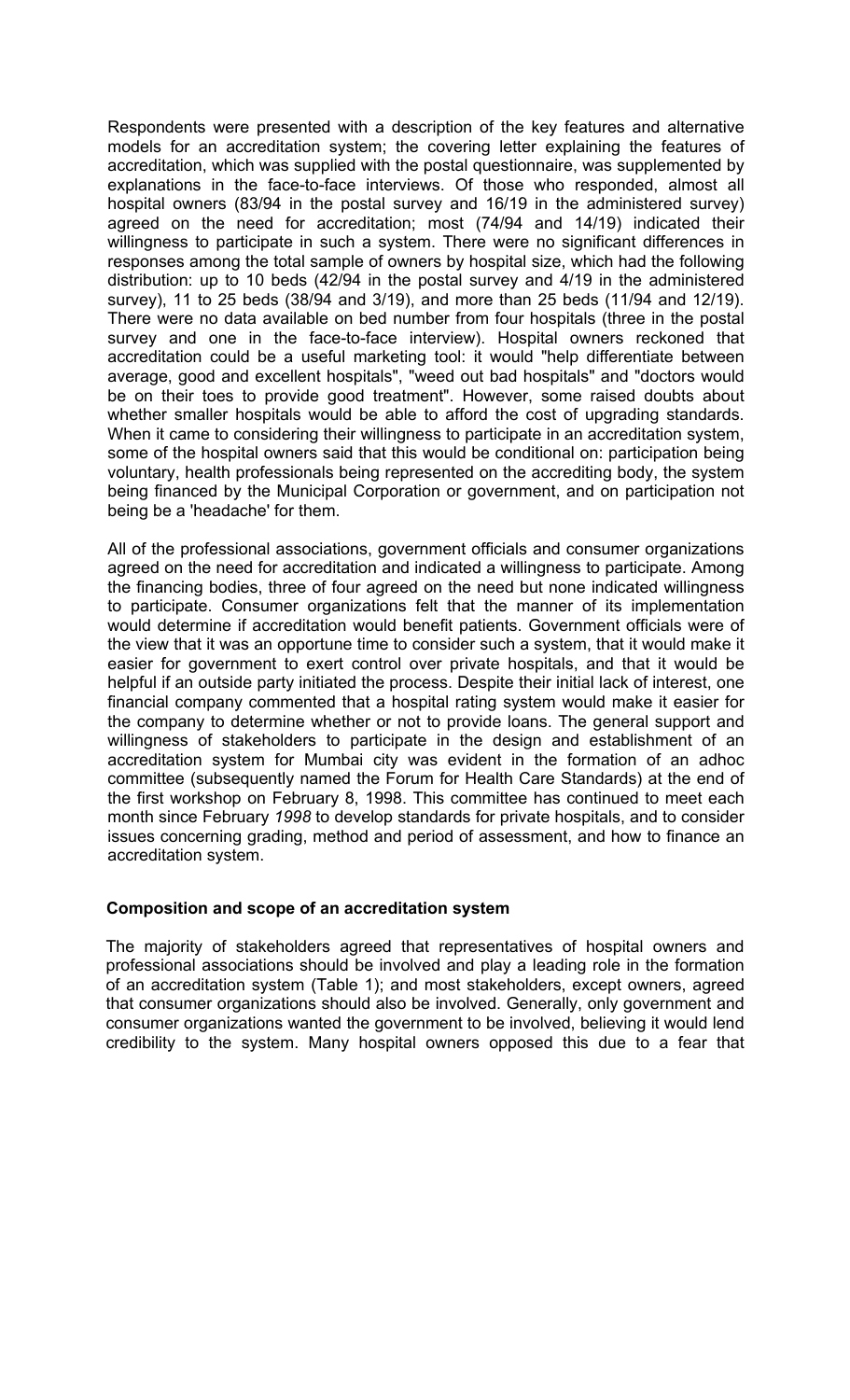Respondents were presented with a description of the key features and alternative models for an accreditation system; the covering letter explaining the features of accreditation, which was supplied with the postal questionnaire, was supplemented by explanations in the face-to-face interviews. Of those who responded, almost all hospital owners (83/94 in the postal survey and 16/19 in the administered survey) agreed on the need for accreditation; most (74/94 and 14/19) indicated their willingness to participate in such a system. There were no significant differences in responses among the total sample of owners by hospital size, which had the following distribution: up to 10 beds (42/94 in the postal survey and 4/19 in the administered survey), 11 to 25 beds (38/94 and 3/19), and more than 25 beds (11/94 and 12/19). There were no data available on bed number from four hospitals (three in the postal survey and one in the face-to-face interview). Hospital owners reckoned that accreditation could be a useful marketing tool: it would "help differentiate between average, good and excellent hospitals", "weed out bad hospitals" and "doctors would be on their toes to provide good treatment". However, some raised doubts about whether smaller hospitals would be able to afford the cost of upgrading standards. When it came to considering their willingness to participate in an accreditation system, some of the hospital owners said that this would be conditional on: participation being voluntary, health professionals being represented on the accrediting body, the system being financed by the Municipal Corporation or government, and on participation not being be a 'headache' for them.

All of the professional associations, government officials and consumer organizations agreed on the need for accreditation and indicated a willingness to participate. Among the financing bodies, three of four agreed on the need but none indicated willingness to participate. Consumer organizations felt that the manner of its implementation would determine if accreditation would benefit patients. Government officials were of the view that it was an opportune time to consider such a system, that it would make it easier for government to exert control over private hospitals, and that it would be helpful if an outside party initiated the process. Despite their initial lack of interest, one financial company commented that a hospital rating system would make it easier for the company to determine whether or not to provide loans. The general support and willingness of stakeholders to participate in the design and establishment of an accreditation system for Mumbai city was evident in the formation of an adhoc committee (subsequently named the Forum for Health Care Standards) at the end of the first workshop on February 8, 1998. This committee has continued to meet each month since February *1998* to develop standards for private hospitals, and to consider issues concerning grading, method and period of assessment, and how to finance an accreditation system.

**Composition and scope of an accreditation system**

The majority of stakeholders agreed that representatives of hospital owners and professional associations should be involved and play a leading role in the formation of an accreditation system (Table 1); and most stakeholders, except owners, agreed that consumer organizations should also be involved. Generally, only government and consumer organizations wanted the government to be involved, believing it would lend credibility to the system. Many hospital owners opposed this due to a fear that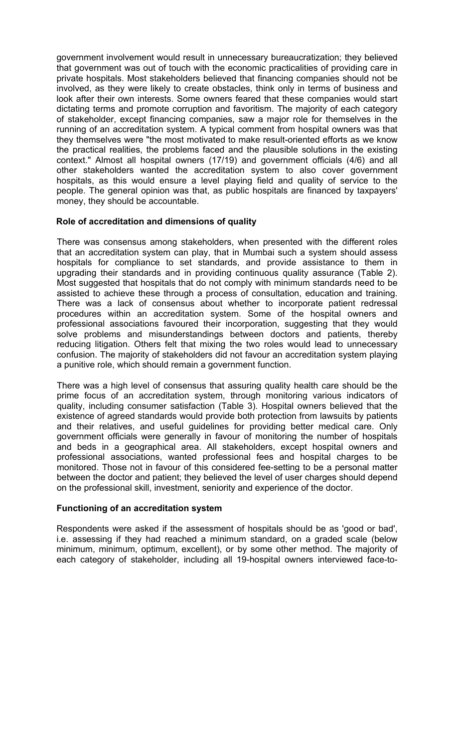government involvement would result in unnecessary bureaucratization; they believed that government was out of touch with the economic practicalities of providing care in private hospitals. Most stakeholders believed that financing companies should not be involved, as they were likely to create obstacles, think only in terms of business and look after their own interests. Some owners feared that these companies would start dictating terms and promote corruption and favoritism. The majority of each category of stakeholder, except financing companies, saw a major role for themselves in the running of an accreditation system. A typical comment from hospital owners was that they themselves were "the most motivated to make result-oriented efforts as we know the practical realities, the problems faced and the plausible solutions in the existing context." Almost all hospital owners (17/19) and government officials (4/6) and all other stakeholders wanted the accreditation system to also cover government hospitals, as this would ensure a level playing field and quality of service to the people. The general opinion was that, as public hospitals are financed by taxpayers' money, they should be accountable.

### Role of accreditation and dimensions of quality

There was consensus among stakeholders, when presented with the different roles that an accreditation system can play, that in Mumbai such a system should assess hospitals for compliance to set standards, and provide assistance to them in upgrading their standards and in providing continuous quality assurance (Table 2). Most suggested that hospitals that do not comply with minimum standards need to be assisted to achieve these through a process of consultation, education and training. There was a lack of consensus about whether to incorporate patient redressal procedures within an accreditation system. Some of the hospital owners and professional associations favoured their incorporation, suggesting that they would solve problems and misunderstandings between doctors and patients, thereby reducing litigation. Others felt that mixing the two roles would lead to unnecessary confusion. The majority of stakeholders did not favour an accreditation system playing a punitive role, which should remain a government function.

There was a high level of consensus that assuring quality health care should be the prime focus of an accreditation system, through monitoring various indicators of quality, including consumer satisfaction (Table 3). Hospital owners believed that the existence of agreed standards would provide both protection from lawsuits by patients and their relatives, and useful guidelines for providing better medical care. Only government officials were generally in favour of monitoring the number of hospitals and beds in a geographical area. All stakeholders, except hospital owners and professional associations, wanted professional fees and hospital charges to be monitored. Those not in favour of this considered fee-setting to be a personal matter between the doctor and patient; they believed the level of user charges should depend on the professional skill, investment, seniority and experience of the doctor.

### Functioning of an accreditation system

Respondents were asked if the assessment of hospitals should be as 'good or bad', i.e. assessing if they had reached a minimum standard, on a graded scale (below minimum, minimum, optimum, excellent), or by some other method. The majority of each category of stakeholder, including all 19-hospital owners interviewed face-to-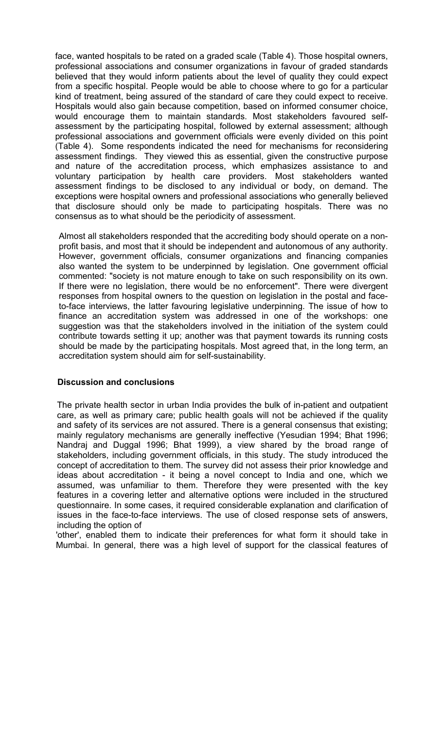face, wanted hospitals to be rated on a graded scale (Table 4). Those hospital owners, professional associations and consumer organizations in favour of graded standards believed that they would inform patients about the level of quality they could expect from a specific hospital. People would be able to choose where to go for a particular kind of treatment, being assured of the standard of care they could expect to receive. Hospitals would also gain because competition, based on informed consumer choice, would encourage them to maintain standards. Most stakeholders favoured self-assessment by the participating hospital, followed by external assessment; although professional associations and government officials were evenly divided on this point (Table 4). Some respondents indicated the need for mechanisms for reconsidering assessment findings. They viewed this as essential, given the constructive purpose and nature of the accreditation process, which emphasizes assistance to and voluntary participation by health care providers. Most stakeholders wanted assessment findings to be disclosed to any individual or body, on demand. The exceptions were hospital owners and professional associations who generally believed that disclosure should only be made to participating hospitals. There was no consensus as to what should be the periodicity of assessment.

Almost all stakeholders responded that the accrediting body should operate on a non-profit basis, and most that it should be independent and autonomous of any authority. However, government officials, consumer organizations and financing companies also wanted the system to be underpinned by legislation. One government official commented: "society is not mature enough to take on such responsibility on its own. If there were no legislation, there would be no enforcement". There were divergent responses from hospital owners to the question on legislation in the postal and face-to-face interviews, the latter favouring legislative underpinning. The issue of how to finance an accreditation system was addressed in one of the workshops: one suggestion was that the stakeholders involved in the initiation of the system could contribute towards setting it up; another was that payment towards its running costs should be made by the participating hospitals. Most agreed that, in the long term, an accreditation system should aim for self-sustainability.

## Discussion and conclusions

The private health sector in urban India provides the bulk of in-patient and outpatient care, as well as primary care; public health goals will not be achieved if the quality and safety of its services are not assured. There is a general consensus that existing; mainly regulatory mechanisms are generally ineffective (Yesudian 1994; Bhat 1996; Nandraj and Duggal 1996; Bhat 1999), a view shared by the broad range of stakeholders, including government officials, in this study. The study introduced the concept of accreditation to them. The survey did not assess their prior knowledge and ideas about accreditation - it being a novel concept to India and one, which we assumed, was unfamiliar to them. Therefore they were presented with the key features in a covering letter and alternative options were included in the structured questionnaire. In some cases, it required considerable explanation and clarification of issues in the face-to-face interviews. The use of closed response sets of answers, including the option of 'other', enabled them to indicate their preferences for what form it should take in Mumbai. In general, there was a high level of support for the classical features of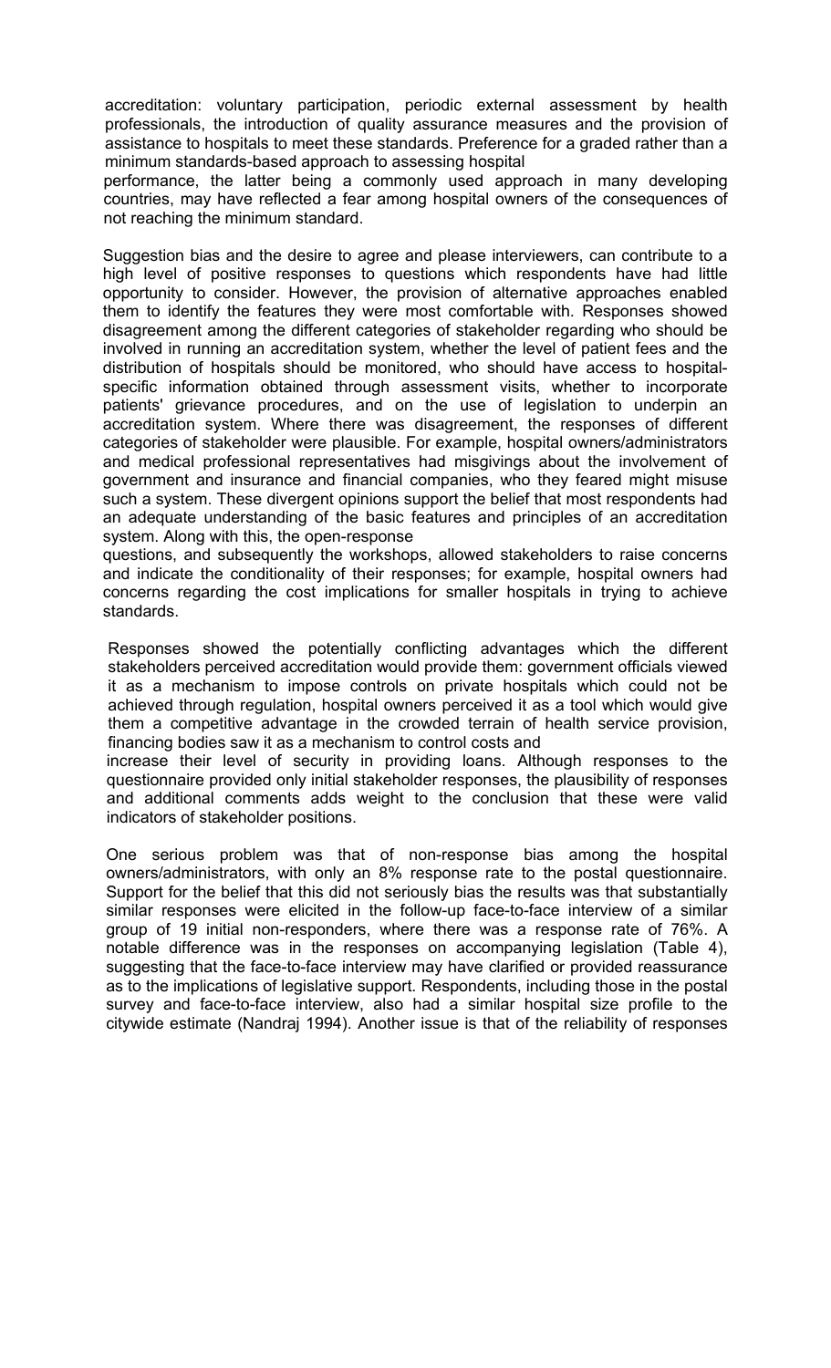accreditation: voluntary participation, periodic external assessment by health professionals, the introduction of quality assurance measures and the provision of assistance to hospitals to meet these standards. Preference for a graded rather than a minimum standards-based approach to assessing hospital performance, the latter being a commonly used approach in many developing countries, may have reflected a fear among hospital owners of the consequences of not reaching the minimum standard.

Suggestion bias and the desire to agree and please interviewers, can contribute to a high level of positive responses to questions which respondents have had little opportunity to consider. However, the provision of alternative approaches enabled them to identify the features they were most comfortable with. Responses showed disagreement among the different categories of stakeholder regarding who should be involved in running an accreditation system, whether the level of patient fees and the distribution of hospitals should be monitored, who should have access to hospital-specific information obtained through assessment visits, whether to incorporate patients' grievance procedures, and on the use of legislation to underpin an accreditation system. Where there was disagreement, the responses of different categories of stakeholder were plausible. For example, hospital owners/administrators and medical professional representatives had misgivings about the involvement of government and insurance and financial companies, who they feared might misuse such a system. These divergent opinions support the belief that most respondents had an adequate understanding of the basic features and principles of an accreditation system. Along with this, the open-response questions, and subsequently the workshops, allowed stakeholders to raise concerns and indicate the conditionality of their responses; for example, hospital owners had concerns regarding the cost implications for smaller hospitals in trying to achieve standards.

Responses showed the potentially conflicting advantages which the different stakeholders perceived accreditation would provide them: government officials viewed it as a mechanism to impose controls on private hospitals which could not be achieved through regulation, hospital owners perceived it as a tool which would give them a competitive advantage in the crowded terrain of health service provision, financing bodies saw it as a mechanism to control costs and increase their level of security in providing loans. Although responses to the questionnaire provided only initial stakeholder responses, the plausibility of responses and additional comments adds weight to the conclusion that these were valid indicators of stakeholder positions.

One serious problem was that of non-response bias among the hospital owners/administrators, with only an 8% response rate to the postal questionnaire. Support for the belief that this did not seriously bias the results was that substantially similar responses were elicited in the follow-up face-to-face interview of a similar group of 19 initial non-responders, where there was a response rate of 76%. A notable difference was in the responses on accompanying legislation (Table 4), suggesting that the face-to-face interview may have clarified or provided reassurance as to the implications of legislative support. Respondents, including those in the postal survey and face-to-face interview, also had a similar hospital size profile to the citywide estimate (Nandraj 1994). Another issue is that of the reliability of responses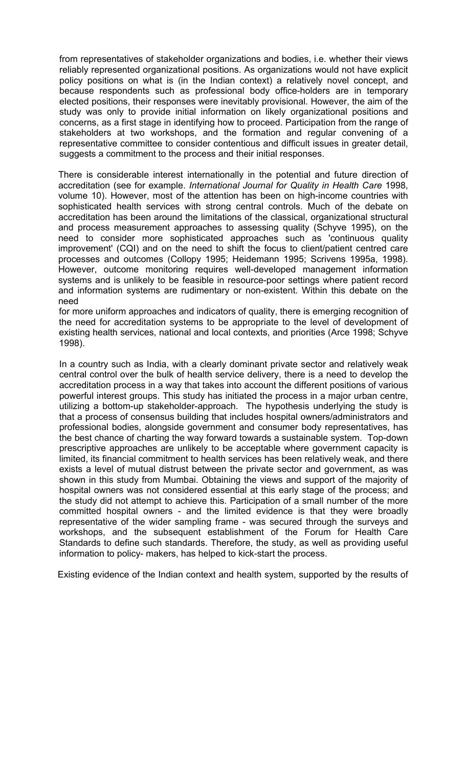from representatives of stakeholder organizations and bodies, i.e. whether their views reliably represented organizational positions. As organizations would not have explicit policy positions on what is (in the Indian context) a relatively novel concept, and because respondents such as professional body office-holders are in temporary elected positions, their responses were inevitably provisional. However, the aim of the study was only to provide initial information on likely organizational positions and concerns, as a first stage in identifying how to proceed. Participation from the range of stakeholders at two workshops, and the formation and regular convening of a representative committee to consider contentious and difficult issues in greater detail, suggests a commitment to the process and their initial responses.

There is considerable interest internationally in the potential and future direction of accreditation (see for example. *International Journal for Quality in Health Care* 1998, volume 10). However, most of the attention has been on high-income countries with sophisticated health services with strong central controls. Much of the debate on accreditation has been around the limitations of the classical, organizational structural and process measurement approaches to assessing quality (Schyve 1995), on the need to consider more sophisticated approaches such as 'continuous quality improvement' (CQI) and on the need to shift the focus to client/patient centred care processes and outcomes (Collopy 1995; Heidemann 1995; Scrivens 1995a, 1998). However, outcome monitoring requires well-developed management information systems and is unlikely to be feasible in resource-poor settings where patient record and information systems are rudimentary or non-existent. Within this debate on the need for more uniform approaches and indicators of quality, there is emerging recognition of the need for accreditation systems to be appropriate to the level of development of existing health services, national and local contexts, and priorities (Arce 1998; Schyve 1998).

In a country such as India, with a clearly dominant private sector and relatively weak central control over the bulk of health service delivery, there is a need to develop the accreditation process in a way that takes into account the different positions of various powerful interest groups. This study has initiated the process in a major urban centre, utilizing a bottom-up stakeholder-approach. The hypothesis underlying the study is that a process of consensus building that includes hospital owners/administrators and professional bodies, alongside government and consumer body representatives, has the best chance of charting the way forward towards a sustainable system. Top-down prescriptive approaches are unlikely to be acceptable where government capacity is limited, its financial commitment to health services has been relatively weak, and there exists a level of mutual distrust between the private sector and government, as was shown in this study from Mumbai. Obtaining the views and support of the majority of hospital owners was not considered essential at this early stage of the process; and the study did not attempt to achieve this. Participation of a small number of the more committed hospital owners - and the limited evidence is that they were broadly representative of the wider sampling frame - was secured through the surveys and workshops, and the subsequent establishment of the Forum for Health Care Standards to define such standards. Therefore, the study, as well as providing useful information to policy- makers, has helped to kick-start the process.

Existing evidence of the Indian context and health system, supported by the results of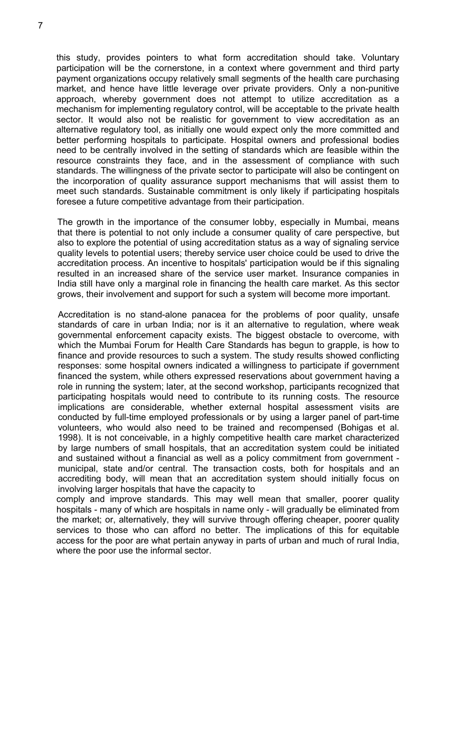this study, provides pointers to what form accreditation should take. Voluntary participation will be the cornerstone, in a context where government and third party payment organizations occupy relatively small segments of the health care purchasing market, and hence have little leverage over private providers. Only a non-punitive approach, whereby government does not attempt to utilize accreditation as a mechanism for implementing regulatory control, will be acceptable to the private health sector. It would also not be realistic for government to view accreditation as an alternative regulatory tool, as initially one would expect only the more committed and better performing hospitals to participate. Hospital owners and professional bodies need to be centrally involved in the setting of standards which are feasible within the resource constraints they face, and in the assessment of compliance with such standards. The willingness of the private sector to participate will also be contingent on the incorporation of quality assurance support mechanisms that will assist them to meet such standards. Sustainable commitment is only likely if participating hospitals foresee a future competitive advantage from their participation.

The growth in the importance of the consumer lobby, especially in Mumbai, means that there is potential to not only include a consumer quality of care perspective, but also to explore the potential of using accreditation status as a way of signaling service quality levels to potential users; thereby service user choice could be used to drive the accreditation process. An incentive to hospitals' participation would be if this signaling resulted in an increased share of the service user market. Insurance companies in India still have only a marginal role in financing the health care market. As this sector grows, their involvement and support for such a system will become more important.

Accreditation is no stand-alone panacea for the problems of poor quality, unsafe standards of care in urban India; nor is it an alternative to regulation, where weak governmental enforcement capacity exists. The biggest obstacle to overcome, with which the Mumbai Forum for Health Care Standards has begun to grapple, is how to finance and provide resources to such a system. The study results showed conflicting responses: some hospital owners indicated a willingness to participate if government financed the system, while others expressed reservations about government having a role in running the system; later, at the second workshop, participants recognized that participating hospitals would need to contribute to its running costs. The resource implications are considerable, whether external hospital assessment visits are conducted by full-time employed professionals or by using a larger panel of part-time volunteers, who would also need to be trained and recompensed (Bohigas et al. 1998). It is not conceivable, in a highly competitive health care market characterized by large numbers of small hospitals, that an accreditation system could be initiated and sustained without a financial as well as a policy commitment from government - municipal, state and/or central. The transaction costs, both for hospitals and an accrediting body, will mean that an accreditation system should initially focus on involving larger hospitals that have the capacity to comply and improve standards. This may well mean that smaller, poorer quality hospitals - many of which are hospitals in name only - will gradually be eliminated from the market; or, alternatively, they will survive through offering cheaper, poorer quality services to those who can afford no better. The implications of this for equitable access for the poor are what pertain anyway in parts of urban and much of rural India, where the poor use the informal sector.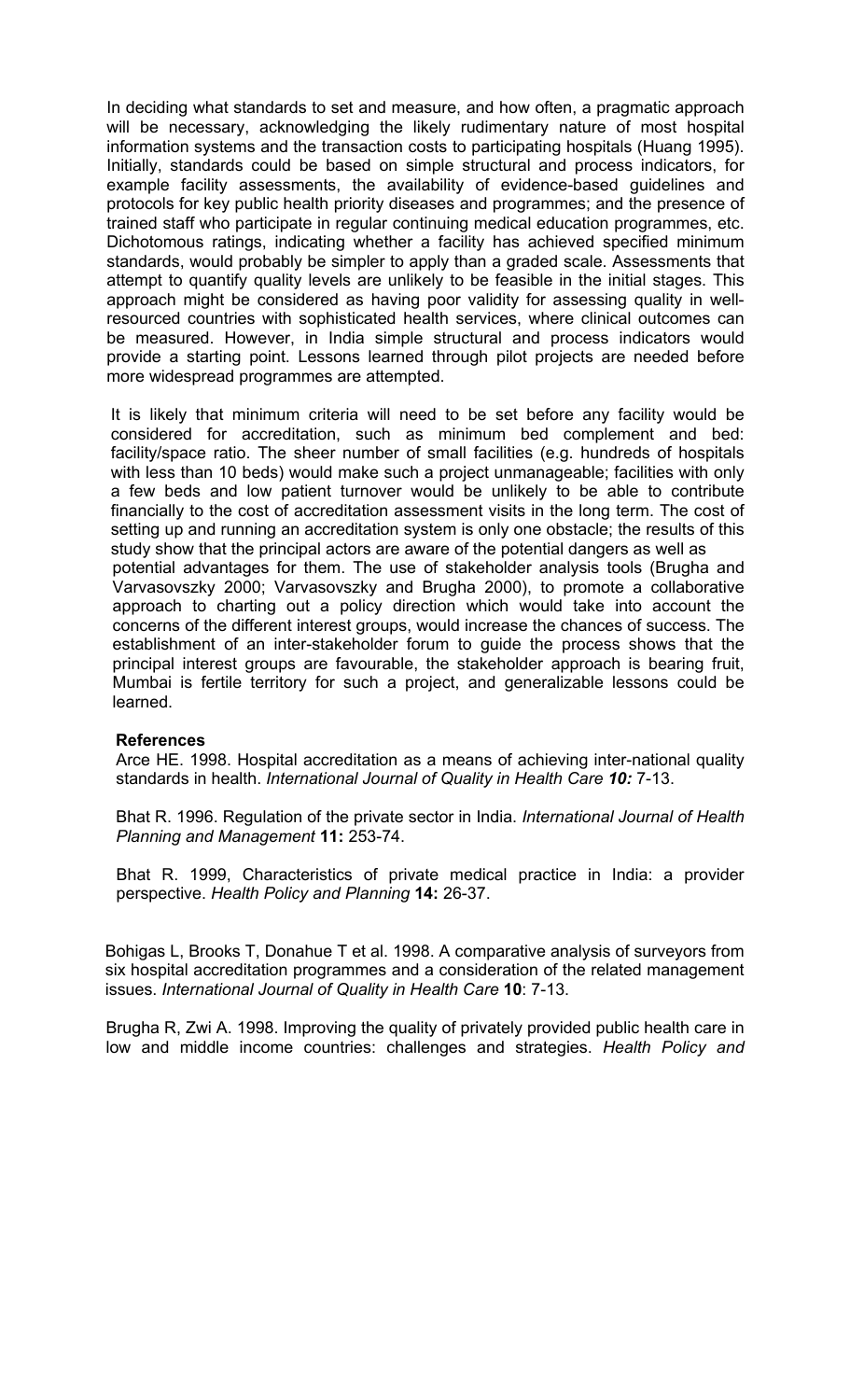In deciding what standards to set and measure, and how often, a pragmatic approach will be necessary, acknowledging the likely rudimentary nature of most hospital information systems and the transaction costs to participating hospitals (Huang 1995). Initially, standards could be based on simple structural and process indicators, for example facility assessments, the availability of evidence-based guidelines and protocols for key public health priority diseases and programmes; and the presence of trained staff who participate in regular continuing medical education programmes, etc. Dichotomous ratings, indicating whether a facility has achieved specified minimum standards, would probably be simpler to apply than a graded scale. Assessments that attempt to quantify quality levels are unlikely to be feasible in the initial stages. This approach might be considered as having poor validity for assessing quality in well-resourced countries with sophisticated health services, where clinical outcomes can be measured. However, in India simple structural and process indicators would provide a starting point. Lessons learned through pilot projects are needed before more widespread programmes are attempted.

It is likely that minimum criteria will need to be set before any facility would be considered for accreditation, such as minimum bed complement and bed: facility/space ratio. The sheer number of small facilities (e.g. hundreds of hospitals with less than 10 beds) would make such a project unmanageable; facilities with only a few beds and low patient turnover would be unlikely to be able to contribute financially to the cost of accreditation assessment visits in the long term. The cost of setting up and running an accreditation system is only one obstacle; the results of this study show that the principal actors are aware of the potential dangers as well as potential advantages for them. The use of stakeholder analysis tools (Brugha and Varvasovszky 2000; Varvasovszky and Brugha 2000), to promote a collaborative approach to charting out a policy direction which would take into account the concerns of the different interest groups, would increase the chances of success. The establishment of an inter-stakeholder forum to guide the process shows that the principal interest groups are favourable, the stakeholder approach is bearing fruit, Mumbai is fertile territory for such a project, and generalizable lessons could be learned.

## References

Arce HE. 1998. Hospital accreditation as a means of achieving inter-national quality standards in health. *International Journal of Quality in Health Care* ***10:*** 7-13.

Bhat R. 1996. Regulation of the private sector in India. *International Journal of Health Planning and Management* **11:** 253-74.

Bhat R. 1999, Characteristics of private medical practice in India: a provider perspective. *Health Policy and Planning* **14:** 26-37.

Bohigas L, Brooks T, Donahue T et al. 1998. A comparative analysis of surveyors from six hospital accreditation programmes and a consideration of the related management issues. *International Journal of Quality in Health Care* **10**: 7-13.

Brugha R, Zwi A. 1998. Improving the quality of privately provided public health care in low and middle income countries: challenges and strategies. *Health Policy and*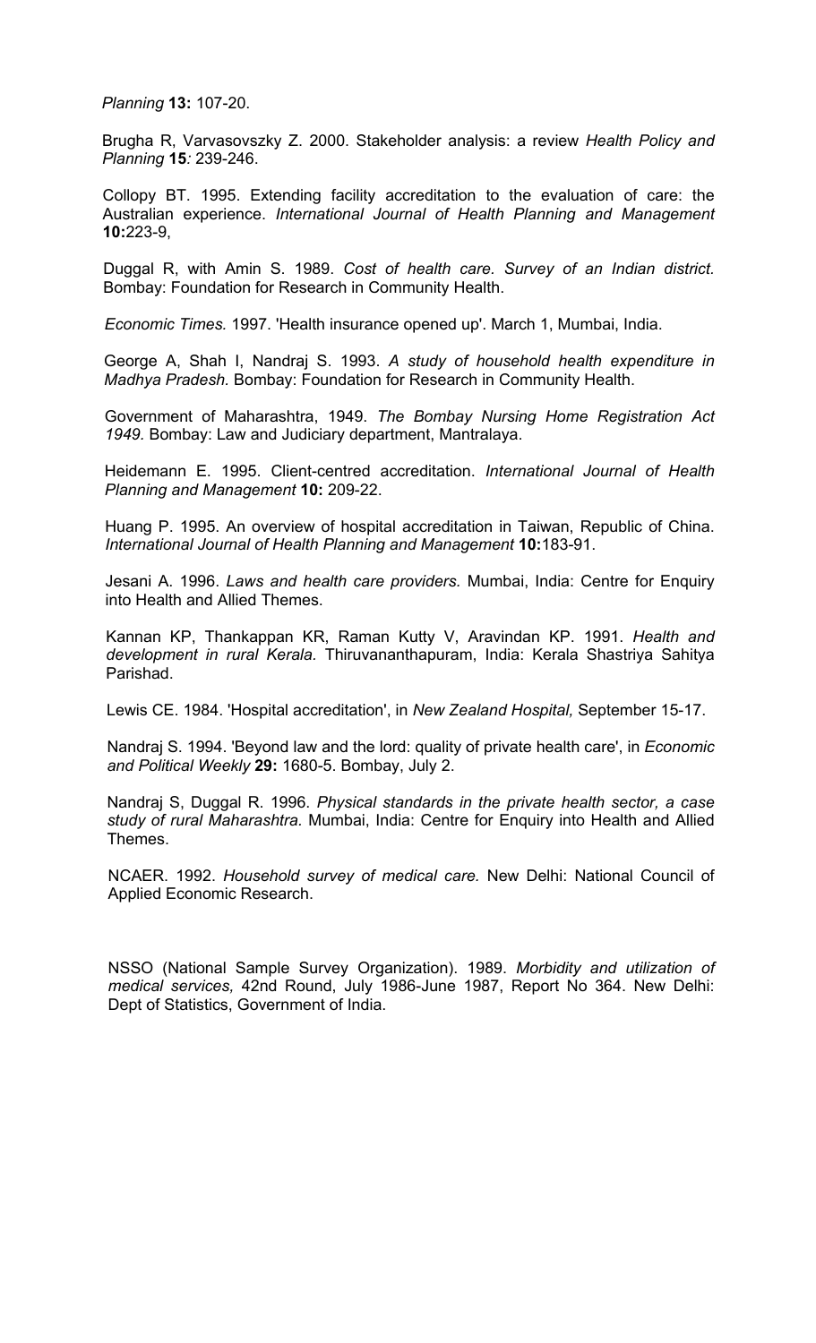*Planning* **13:** 107-20.

Brugha R, Varvasovszky Z. 2000. Stakeholder analysis: a review *Health Policy and Planning* **15***:* 239-246.

Collopy BT. 1995. Extending facility accreditation to the evaluation of care: the Australian experience. *International Journal of Health Planning and Management* **10:**223-9,

Duggal R, with Amin S. 1989. *Cost of health care. Survey of an Indian district.* Bombay: Foundation for Research in Community Health.

*Economic Times.* 1997. 'Health insurance opened up'. March 1, Mumbai, India.

George A, Shah I, Nandraj S. 1993. *A study of household health expenditure in Madhya Pradesh.* Bombay: Foundation for Research in Community Health.

Government of Maharashtra, 1949. *The Bombay Nursing Home Registration Act 1949.* Bombay: Law and Judiciary department, Mantralaya.

Heidemann E. 1995. Client-centred accreditation. *International Journal of Health Planning and Management* **10:** 209-22.

Huang P. 1995. An overview of hospital accreditation in Taiwan, Republic of China. *International Journal of Health Planning and Management* **10:**183-91.

Jesani A. 1996. *Laws and health care providers.* Mumbai, India: Centre for Enquiry into Health and Allied Themes.

Kannan KP, Thankappan KR, Raman Kutty V, Aravindan KP. 1991. *Health and development in rural Kerala.* Thiruvananthapuram, India: Kerala Shastriya Sahitya Parishad.

Lewis CE. 1984. 'Hospital accreditation', in *New Zealand Hospital,* September 15-17.

Nandraj S. 1994. 'Beyond law and the lord: quality of private health care', in *Economic and Political Weekly* **29:** 1680-5. Bombay, July 2.

Nandraj S, Duggal R. 1996. *Physical standards in the private health sector, a case study of rural Maharashtra.* Mumbai, India: Centre for Enquiry into Health and Allied Themes.

NCAER. 1992. *Household survey of medical care.* New Delhi: National Council of Applied Economic Research.

NSSO (National Sample Survey Organization). 1989. *Morbidity and utilization of medical services,* 42nd Round, July 1986-June 1987, Report No 364. New Delhi: Dept of Statistics, Government of India.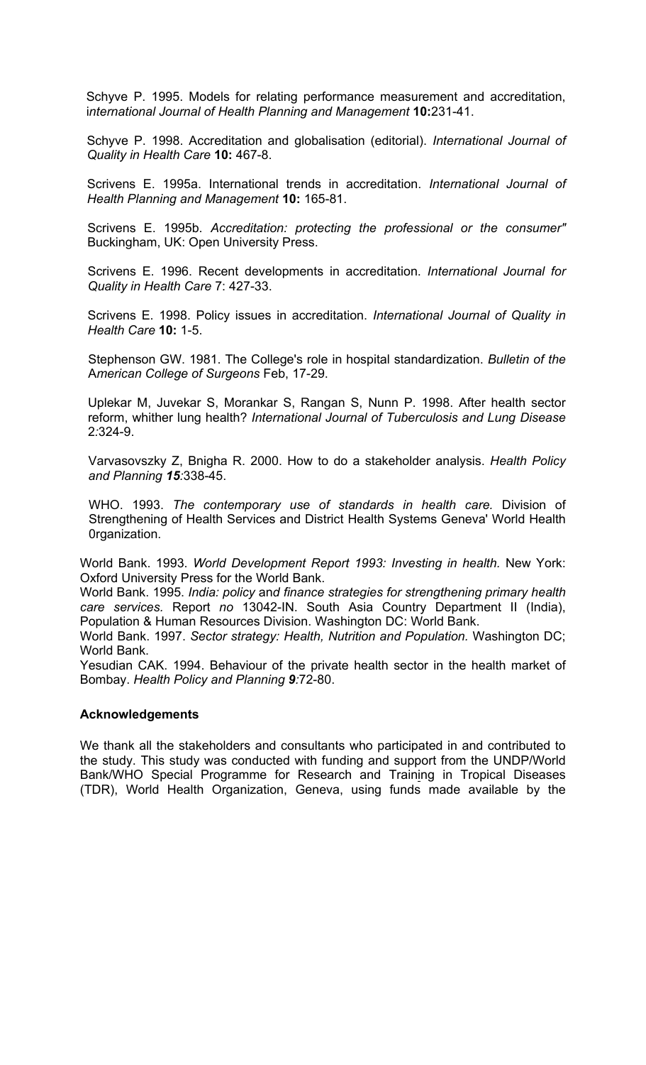Schyve P. 1995. Models for relating performance measurement and accreditation, i*nternational Journal of Health Planning and Management* **10:**231-41.

Schyve P. 1998. Accreditation and globalisation (editorial). *International Journal of Quality in Health Care* **10:** 467-8.

Scrivens E. 1995a. International trends in accreditation. *International Journal of Health Planning and Management* **10:** 165-81.

Scrivens E. 1995b. *Accreditation: protecting the professional or the consumer"* Buckingham, UK: Open University Press.

Scrivens E. 1996. Recent developments in accreditation. *International Journal for Quality in Health Care* 7: 427-33.

Scrivens E. 1998. Policy issues in accreditation. *International Journal of Quality in Health Care* **10:** 1-5.

Stephenson GW. 1981. The College's role in hospital standardization. *Bulletin of the* A*merican College of Surgeons* Feb, 17-29.

Uplekar M, Juvekar S, Morankar S, Rangan S, Nunn P. 1998. After health sector reform, whither lung health? *International Journal of Tuberculosis and Lung Disease* 2:324-9.

Varvasovszky Z, Bnigha R. 2000. How to do a stakeholder analysis. *Health Policy and Planning* ***15***:338-45.

WHO. 1993. *The contemporary use of standards in health care.* Division of Strengthening of Health Services and District Health Systems Geneva' World Health 0rganization.

World Bank. 1993. *World Development Report 1993: Investing in health.* New York: Oxford University Press for the World Bank.

World Bank. 1995. *India: policy* an*d finance strategies for strengthening primary health care services.* Report *no* 13042-IN. South Asia Country Department II (India), Population & Human Resources Division. Washington DC: World Bank.

World Bank. 1997. *Sector strategy: Health, Nutrition and Population.* Washington DC; World Bank.

Yesudian CAK. 1994. Behaviour of the private health sector in the health market of Bombay. *Health Policy and Planning* ***9***:72-80.

**Acknowledgements**

We thank all the stakeholders and consultants who participated in and contributed to the study. This study was conducted with funding and support from the UNDP/World Bank/WHO Special Programme for Research and Training in Tropical Diseases (TDR), World Health Organization, Geneva, using funds made available by the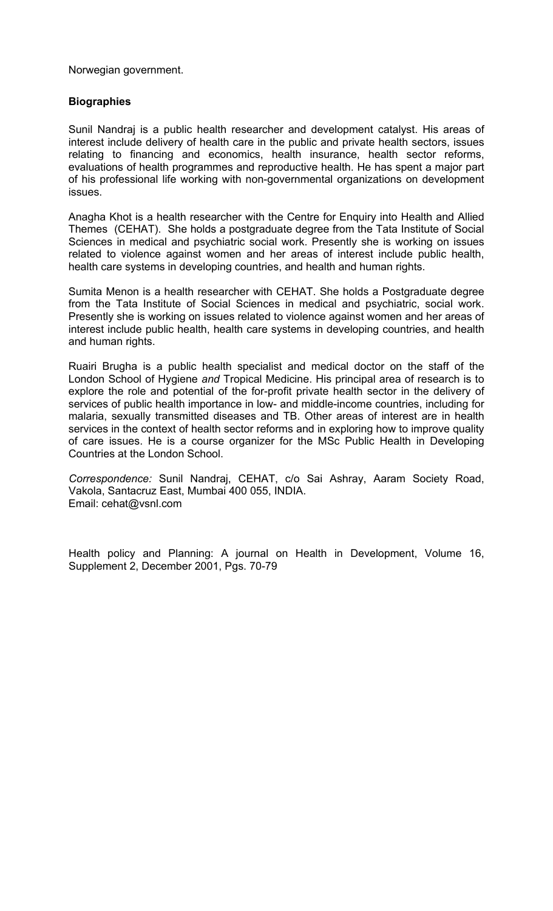Norwegian government.

**Biographies**

Sunil Nandraj is a public health researcher and development catalyst. His areas of interest include delivery of health care in the public and private health sectors, issues relating to financing and economics, health insurance, health sector reforms, evaluations of health programmes and reproductive health. He has spent a major part of his professional life working with non-governmental organizations on development issues.

Anagha Khot is a health researcher with the Centre for Enquiry into Health and Allied Themes (CEHAT). She holds a postgraduate degree from the Tata Institute of Social Sciences in medical and psychiatric social work. Presently she is working on issues related to violence against women and her areas of interest include public health, health care systems in developing countries, and health and human rights.

Sumita Menon is a health researcher with CEHAT. She holds a Postgraduate degree from the Tata Institute of Social Sciences in medical and psychiatric, social work. Presently she is working on issues related to violence against women and her areas of interest include public health, health care systems in developing countries, and health and human rights.

Ruairi Brugha is a public health specialist and medical doctor on the staff of the London School of Hygiene *and* Tropical Medicine. His principal area of research is to explore the role and potential of the for-profit private health sector in the delivery of services of public health importance in low- and middle-income countries, including for malaria, sexually transmitted diseases and TB. Other areas of interest are in health services in the context of health sector reforms and in exploring how to improve quality of care issues. He is a course organizer for the MSc Public Health in Developing Countries at the London School.

*Correspondence:* Sunil Nandraj, CEHAT, c/o Sai Ashray, Aaram Society Road, Vakola, Santacruz East, Mumbai 400 055, INDIA.
Email: cehat@vsnl.com

Health policy and Planning: A journal on Health in Development, Volume 16, Supplement 2, December 2001, Pgs. 70-79